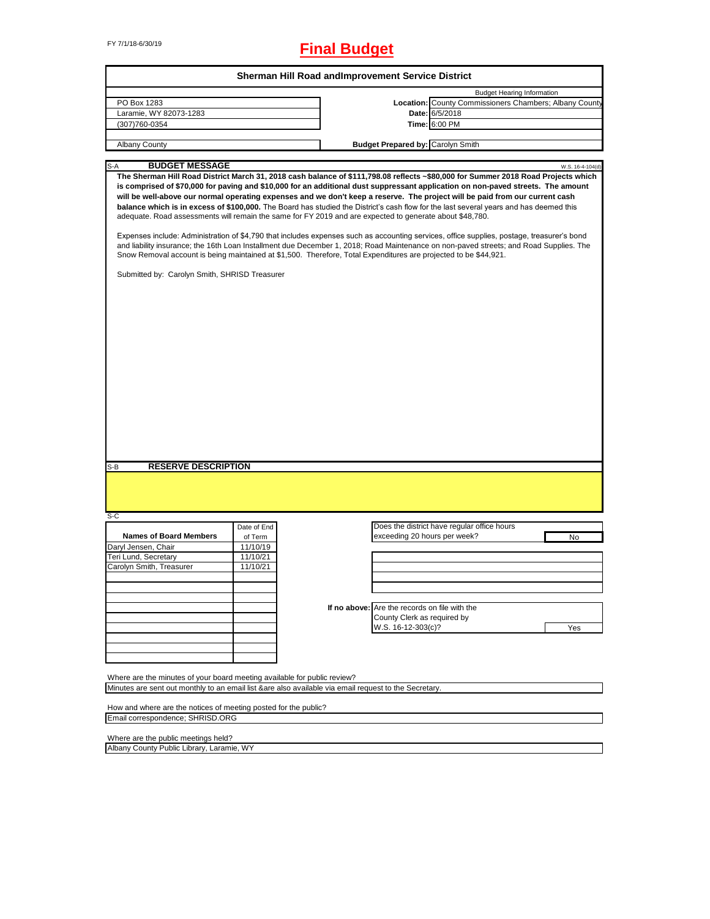FY 7/1/18-6/30/19

# Final Budget

## Sherman Hill Road andImprovement Service District

| | | |
|---|---|---|
| PO Box 1283 | | Budget Hearing Information |
| Laramie, WY 82073-1283 | **Location:** | County Commissioners Chambers; Albany County |
| (307)760-0354 | **Date:** | 6/5/2018 |
| | **Time:** | 6:00 PM |
| Albany County | **Budget Prepared by:** | Carolyn Smith |

S-A **BUDGET MESSAGE** W.S. 16-4-104(d)

**The Sherman Hill Road District March 31, 2018 cash balance of $111,798.08 reflects ~$80,000 for Summer 2018 Road Projects which is comprised of $70,000 for paving and $10,000 for an additional dust suppressant application on non-paved streets. The amount will be well-above our normal operating expenses and we don't keep a reserve. The project will be paid from our current cash balance which is in excess of $100,000.** The Board has studied the District's cash flow for the last several years and has deemed this adequate. Road assessments will remain the same for FY 2019 and are expected to generate about $48,780.

Expenses include: Administration of $4,790 that includes expenses such as accounting services, office supplies, postage, treasurer's bond and liability insurance; the 16th Loan Installment due December 1, 2018; Road Maintenance on non-paved streets; and Road Supplies. The Snow Removal account is being maintained at $1,500. Therefore, Total Expenditures are projected to be $44,921.

Submitted by: Carolyn Smith, SHRISD Treasurer

S-B **RESERVE DESCRIPTION**

S-C

| Names of Board Members | Date of End of Term |
|---|---|
| Daryl Jensen, Chair | 11/10/19 |
| Teri Lund, Secretary | 11/10/21 |
| Carolyn Smith, Treasurer | 11/10/21 |

Does the district have regular office hours exceeding 20 hours per week? No

If no above: Are the records on file with the County Clerk as required by W.S. 16-12-303(c)? Yes

Where are the minutes of your board meeting available for public review?
Minutes are sent out monthly to an email list &are also available via email request to the Secretary.

How and where are the notices of meeting posted for the public?
Email correspondence; SHRISD.ORG

Where are the public meetings held?
Albany County Public Library, Laramie, WY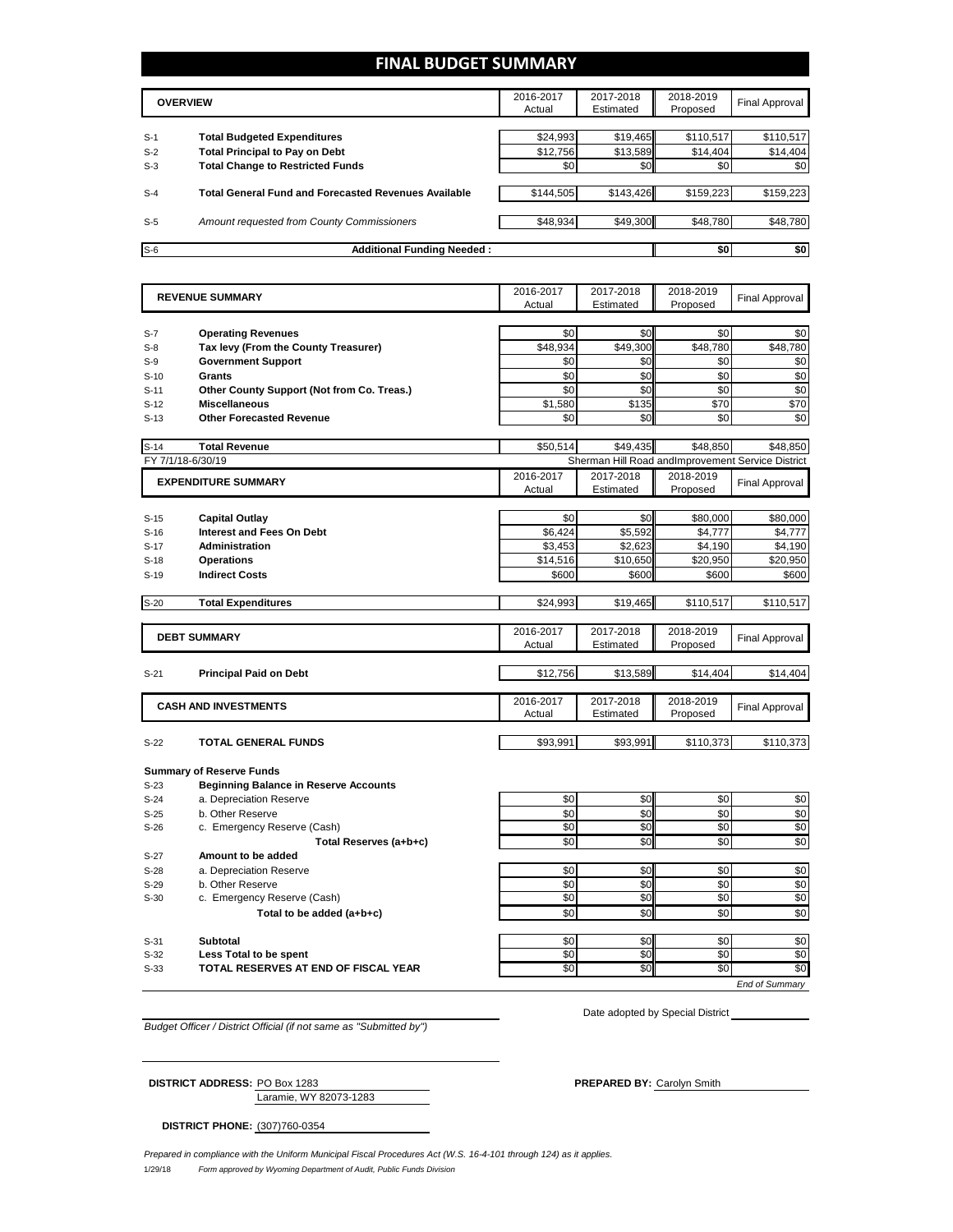# FINAL BUDGET SUMMARY

| | OVERVIEW | 2016-2017 Actual | 2017-2018 Estimated | 2018-2019 Proposed | Final Approval |
|---|---|---|---|---|---|
| S-1 | **Total Budgeted Expenditures** | $24,993 | $19,465 | $110,517 | $110,517 |
| S-2 | **Total Principal to Pay on Debt** | $12,756 | $13,589 | $14,404 | $14,404 |
| S-3 | **Total Change to Restricted Funds** | $0 | $0 | $0 | $0 |
| S-4 | **Total General Fund and Forecasted Revenues Available** | $144,505 | $143,426 | $159,223 | $159,223 |
| S-5 | *Amount requested from County Commissioners* | $48,934 | $49,300 | $48,780 | $48,780 |
| S-6 | **Additional Funding Needed :** | | | $0 | $0 |

| | REVENUE SUMMARY | 2016-2017 Actual | 2017-2018 Estimated | 2018-2019 Proposed | Final Approval |
|---|---|---|---|---|---|
| S-7 | **Operating Revenues** | $0 | $0 | $0 | $0 |
| S-8 | **Tax levy (From the County Treasurer)** | $48,934 | $49,300 | $48,780 | $48,780 |
| S-9 | **Government Support** | $0 | $0 | $0 | $0 |
| S-10 | **Grants** | $0 | $0 | $0 | $0 |
| S-11 | **Other County Support (Not from Co. Treas.)** | $0 | $0 | $0 | $0 |
| S-12 | **Miscellaneous** | $1,580 | $135 | $70 | $70 |
| S-13 | **Other Forecasted Revenue** | $0 | $0 | $0 | $0 |
| S-14 | **Total Revenue** | $50,514 | $49,435 | $48,850 | $48,850 |

FY 7/1/18-6/30/19 — Sherman Hill Road andImprovement Service District

| | EXPENDITURE SUMMARY | 2016-2017 Actual | 2017-2018 Estimated | 2018-2019 Proposed | Final Approval |
|---|---|---|---|---|---|
| S-15 | **Capital Outlay** | $0 | $0 | $80,000 | $80,000 |
| S-16 | **Interest and Fees On Debt** | $6,424 | $5,592 | $4,777 | $4,777 |
| S-17 | **Administration** | $3,453 | $2,623 | $4,190 | $4,190 |
| S-18 | **Operations** | $14,516 | $10,650 | $20,950 | $20,950 |
| S-19 | **Indirect Costs** | $600 | $600 | $600 | $600 |
| S-20 | **Total Expenditures** | $24,993 | $19,465 | $110,517 | $110,517 |

| | DEBT SUMMARY | 2016-2017 Actual | 2017-2018 Estimated | 2018-2019 Proposed | Final Approval |
|---|---|---|---|---|---|
| S-21 | **Principal Paid on Debt** | $12,756 | $13,589 | $14,404 | $14,404 |

| | CASH AND INVESTMENTS | 2016-2017 Actual | 2017-2018 Estimated | 2018-2019 Proposed | Final Approval |
|---|---|---|---|---|---|
| S-22 | **TOTAL GENERAL FUNDS** | $93,991 | $93,991 | $110,373 | $110,373 |

**Summary of Reserve Funds**

| | | 2016-2017 Actual | 2017-2018 Estimated | 2018-2019 Proposed | Final Approval |
|---|---|---|---|---|---|
| S-23 | **Beginning Balance in Reserve Accounts** | | | | |
| S-24 | a. Depreciation Reserve | $0 | $0 | $0 | $0 |
| S-25 | b. Other Reserve | $0 | $0 | $0 | $0 |
| S-26 | c. Emergency Reserve (Cash) | $0 | $0 | $0 | $0 |
| | **Total Reserves (a+b+c)** | $0 | $0 | $0 | $0 |
| S-27 | **Amount to be added** | | | | |
| S-28 | a. Depreciation Reserve | $0 | $0 | $0 | $0 |
| S-29 | b. Other Reserve | $0 | $0 | $0 | $0 |
| S-30 | c. Emergency Reserve (Cash) | $0 | $0 | $0 | $0 |
| | **Total to be added (a+b+c)** | $0 | $0 | $0 | $0 |
| S-31 | **Subtotal** | $0 | $0 | $0 | $0 |
| S-32 | **Less Total to be spent** | $0 | $0 | $0 | $0 |
| S-33 | **TOTAL RESERVES AT END OF FISCAL YEAR** | $0 | $0 | $0 | $0 |

*End of Summary*

*Budget Officer / District Official (if not same as "Submitted by")*

Date adopted by Special District

**DISTRICT ADDRESS:** PO Box 1283
Laramie, WY 82073-1283

**PREPARED BY:** Carolyn Smith

**DISTRICT PHONE:** (307)760-0354

*Prepared in compliance with the Uniform Municipal Fiscal Procedures Act (W.S. 16-4-101 through 124) as it applies.*

1/29/18 *Form approved by Wyoming Department of Audit, Public Funds Division*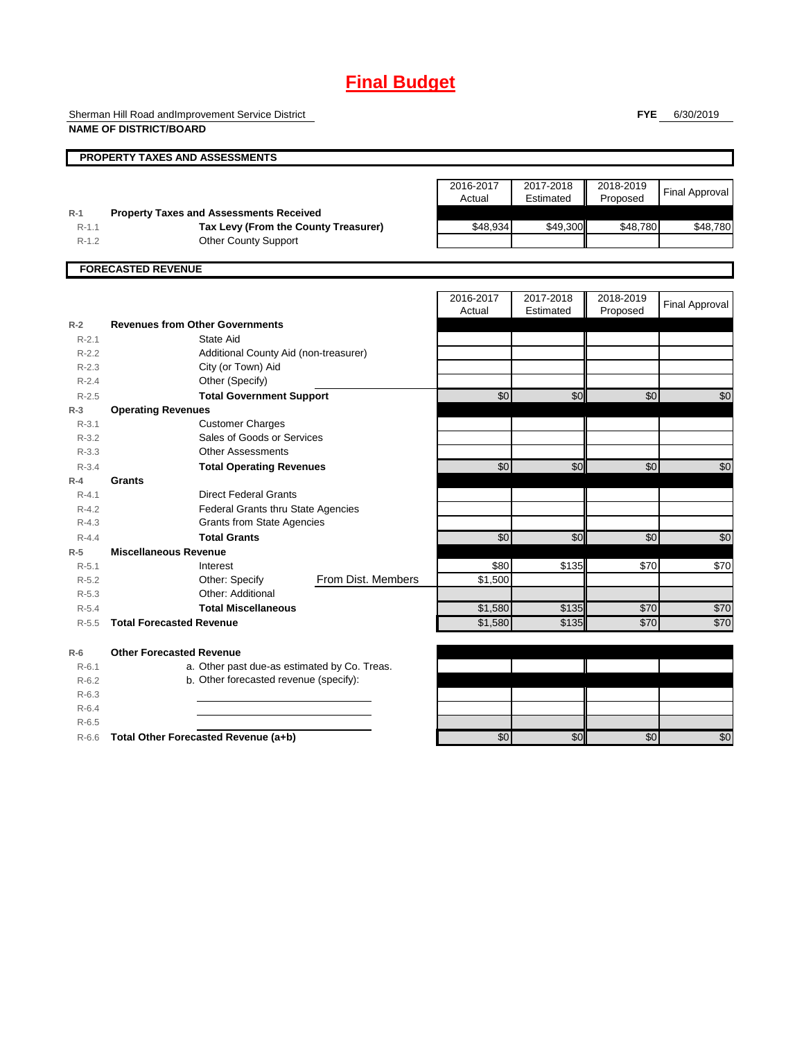# Final Budget

Sherman Hill Road andImprovement Service District
**NAME OF DISTRICT/BOARD**

**FYE** 6/30/2019

## PROPERTY TAXES AND ASSESSMENTS

| | | 2016-2017 Actual | 2017-2018 Estimated | 2018-2019 Proposed | Final Approval |
|---|---|---|---|---|---|
| R-1 | **Property Taxes and Assessments Received** | | | | |
| R-1.1 | **Tax Levy (From the County Treasurer)** | $48,934 | $49,300 | $48,780 | $48,780 |
| R-1.2 | Other County Support | | | | |

## FORECASTED REVENUE

| | | 2016-2017 Actual | 2017-2018 Estimated | 2018-2019 Proposed | Final Approval |
|---|---|---|---|---|---|
| R-2 | **Revenues from Other Governments** | | | | |
| R-2.1 | State Aid | | | | |
| R-2.2 | Additional County Aid (non-treasurer) | | | | |
| R-2.3 | City (or Town) Aid | | | | |
| R-2.4 | Other (Specify) | | | | |
| R-2.5 | **Total Government Support** | $0 | $0 | $0 | $0 |
| R-3 | **Operating Revenues** | | | | |
| R-3.1 | Customer Charges | | | | |
| R-3.2 | Sales of Goods or Services | | | | |
| R-3.3 | Other Assessments | | | | |
| R-3.4 | **Total Operating Revenues** | $0 | $0 | $0 | $0 |
| R-4 | **Grants** | | | | |
| R-4.1 | Direct Federal Grants | | | | |
| R-4.2 | Federal Grants thru State Agencies | | | | |
| R-4.3 | Grants from State Agencies | | | | |
| R-4.4 | **Total Grants** | $0 | $0 | $0 | $0 |
| R-5 | **Miscellaneous Revenue** | | | | |
| R-5.1 | Interest | $80 | $135 | $70 | $70 |
| R-5.2 | Other: Specify From Dist. Members | $1,500 | | | |
| R-5.3 | Other: Additional | | | | |
| R-5.4 | **Total Miscellaneous** | $1,580 | $135 | $70 | $70 |
| R-5.5 | **Total Forecasted Revenue** | $1,580 | $135 | $70 | $70 |
| R-6 | **Other Forecasted Revenue** | | | | |
| R-6.1 | a. Other past due-as estimated by Co. Treas. | | | | |
| R-6.2 | b. Other forecasted revenue (specify): | | | | |
| R-6.3 | | | | | |
| R-6.4 | | | | | |
| R-6.5 | | | | | |
| R-6.6 | **Total Other Forecasted Revenue (a+b)** | $0 | $0 | $0 | $0 |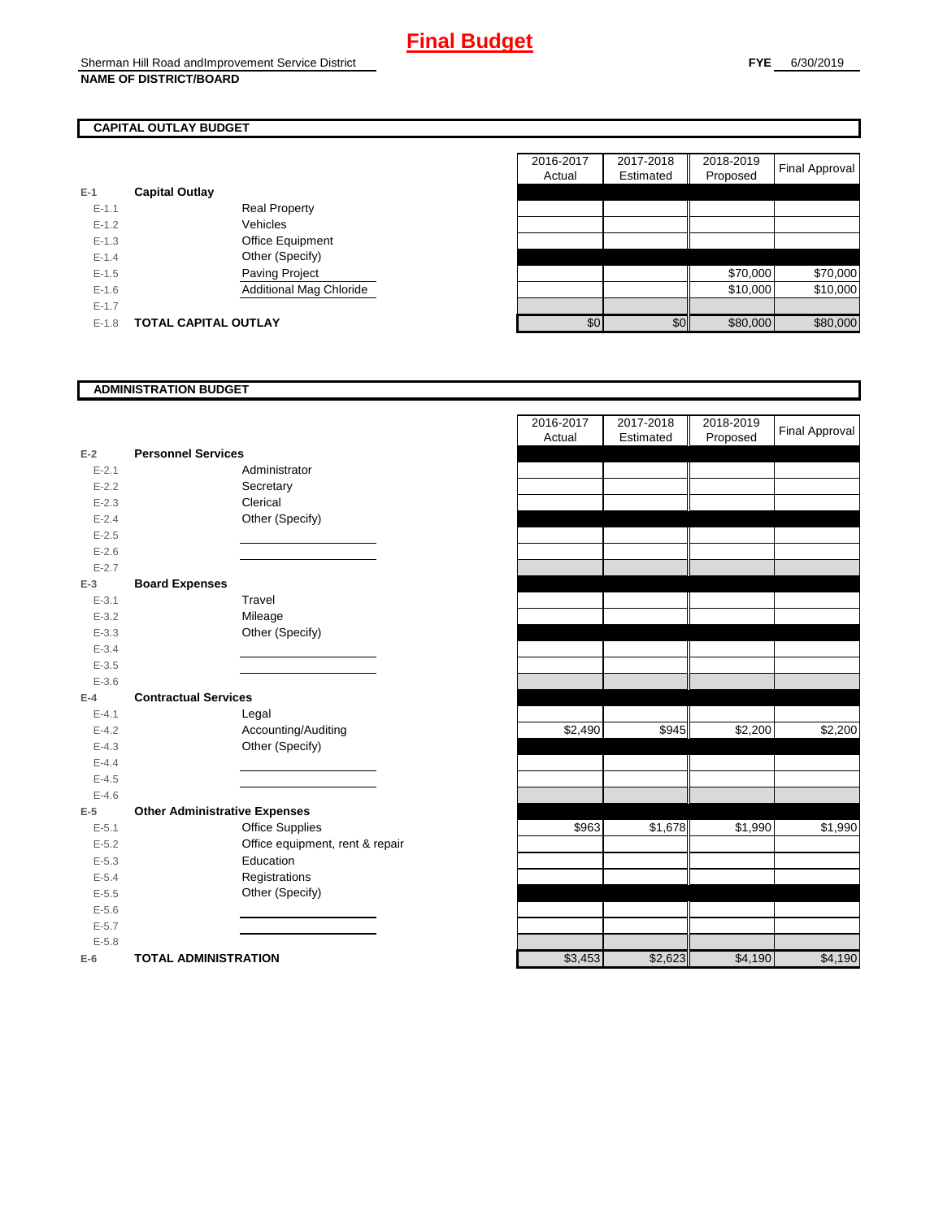# Final Budget

Sherman Hill Road andImprovement Service District

**NAME OF DISTRICT/BOARD**

**FYE** 6/30/2019

## CAPITAL OUTLAY BUDGET

| | | | 2016-2017 Actual | 2017-2018 Estimated | 2018-2019 Proposed | Final Approval |
|---|---|---|---|---|---|---|
| **E-1** | **Capital Outlay** | | | | | |
| E-1.1 | | Real Property | | | | |
| E-1.2 | | Vehicles | | | | |
| E-1.3 | | Office Equipment | | | | |
| E-1.4 | | Other (Specify) | | | | |
| E-1.5 | | Paving Project | | | $70,000 | $70,000 |
| E-1.6 | | Additional Mag Chloride | | | $10,000 | $10,000 |
| E-1.7 | | | | | | |
| E-1.8 | **TOTAL CAPITAL OUTLAY** | | $0 | $0 | $80,000 | $80,000 |

## ADMINISTRATION BUDGET

| | | | 2016-2017 Actual | 2017-2018 Estimated | 2018-2019 Proposed | Final Approval |
|---|---|---|---|---|---|---|
| **E-2** | **Personnel Services** | | | | | |
| E-2.1 | | Administrator | | | | |
| E-2.2 | | Secretary | | | | |
| E-2.3 | | Clerical | | | | |
| E-2.4 | | Other (Specify) | | | | |
| E-2.5 | | | | | | |
| E-2.6 | | | | | | |
| E-2.7 | | | | | | |
| **E-3** | **Board Expenses** | | | | | |
| E-3.1 | | Travel | | | | |
| E-3.2 | | Mileage | | | | |
| E-3.3 | | Other (Specify) | | | | |
| E-3.4 | | | | | | |
| E-3.5 | | | | | | |
| E-3.6 | | | | | | |
| **E-4** | **Contractual Services** | | | | | |
| E-4.1 | | Legal | | | | |
| E-4.2 | | Accounting/Auditing | $2,490 | $945 | $2,200 | $2,200 |
| E-4.3 | | Other (Specify) | | | | |
| E-4.4 | | | | | | |
| E-4.5 | | | | | | |
| E-4.6 | | | | | | |
| **E-5** | **Other Administrative Expenses** | | | | | |
| E-5.1 | | Office Supplies | $963 | $1,678 | $1,990 | $1,990 |
| E-5.2 | | Office equipment, rent & repair | | | | |
| E-5.3 | | Education | | | | |
| E-5.4 | | Registrations | | | | |
| E-5.5 | | Other (Specify) | | | | |
| E-5.6 | | | | | | |
| E-5.7 | | | | | | |
| E-5.8 | | | | | | |
| **E-6** | **TOTAL ADMINISTRATION** | | $3,453 | $2,623 | $4,190 | $4,190 |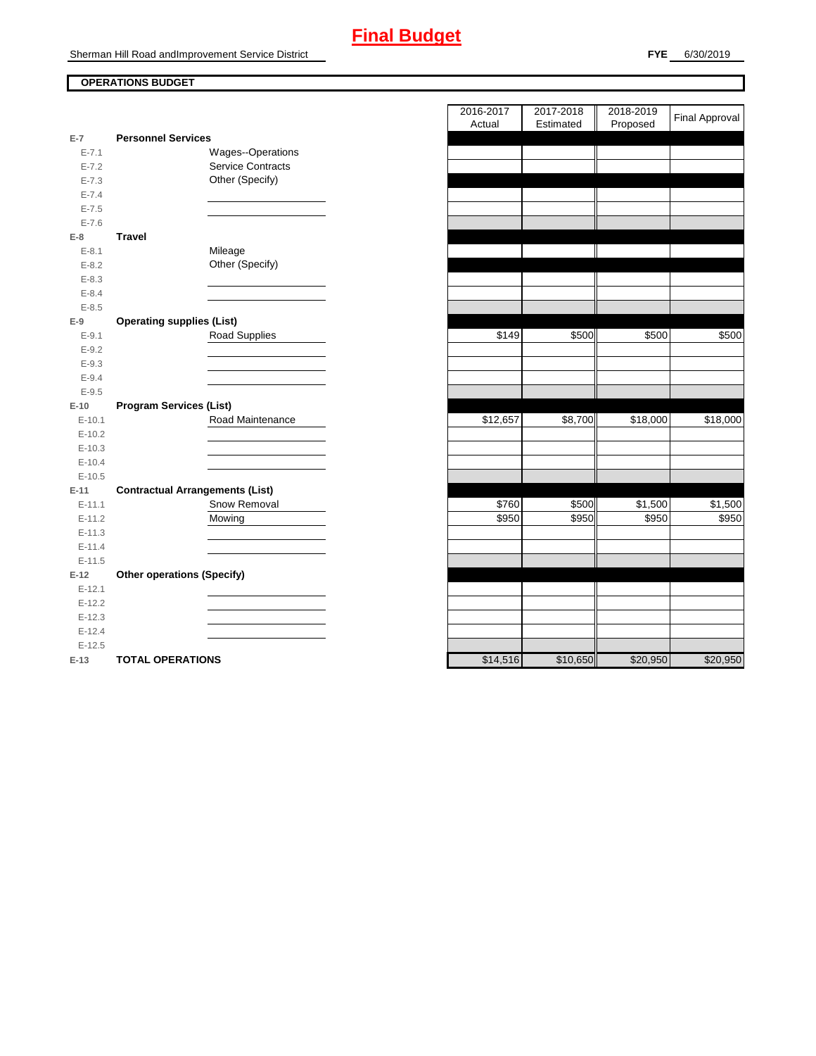# Final Budget

Sherman Hill Road andImprovement Service District

**FYE** 6/30/2019

## OPERATIONS BUDGET

| | | 2016-2017 Actual | 2017-2018 Estimated | 2018-2019 Proposed | Final Approval |
|---|---|---|---|---|---|
| **E-7** | **Personnel Services** | | | | |
| E-7.1 | Wages--Operations | | | | |
| E-7.2 | Service Contracts | | | | |
| E-7.3 | Other (Specify) | | | | |
| E-7.4 | | | | | |
| E-7.5 | | | | | |
| E-7.6 | | | | | |
| **E-8** | **Travel** | | | | |
| E-8.1 | Mileage | | | | |
| E-8.2 | Other (Specify) | | | | |
| E-8.3 | | | | | |
| E-8.4 | | | | | |
| E-8.5 | | | | | |
| **E-9** | **Operating supplies (List)** | | | | |
| E-9.1 | Road Supplies | $149 | $500 | $500 | $500 |
| E-9.2 | | | | | |
| E-9.3 | | | | | |
| E-9.4 | | | | | |
| E-9.5 | | | | | |
| **E-10** | **Program Services (List)** | | | | |
| E-10.1 | Road Maintenance | $12,657 | $8,700 | $18,000 | $18,000 |
| E-10.2 | | | | | |
| E-10.3 | | | | | |
| E-10.4 | | | | | |
| E-10.5 | | | | | |
| **E-11** | **Contractual Arrangements (List)** | | | | |
| E-11.1 | Snow Removal | $760 | $500 | $1,500 | $1,500 |
| E-11.2 | Mowing | $950 | $950 | $950 | $950 |
| E-11.3 | | | | | |
| E-11.4 | | | | | |
| E-11.5 | | | | | |
| **E-12** | **Other operations (Specify)** | | | | |
| E-12.1 | | | | | |
| E-12.2 | | | | | |
| E-12.3 | | | | | |
| E-12.4 | | | | | |
| E-12.5 | | | | | |
| **E-13** | **TOTAL OPERATIONS** | $14,516 | $10,650 | $20,950 | $20,950 |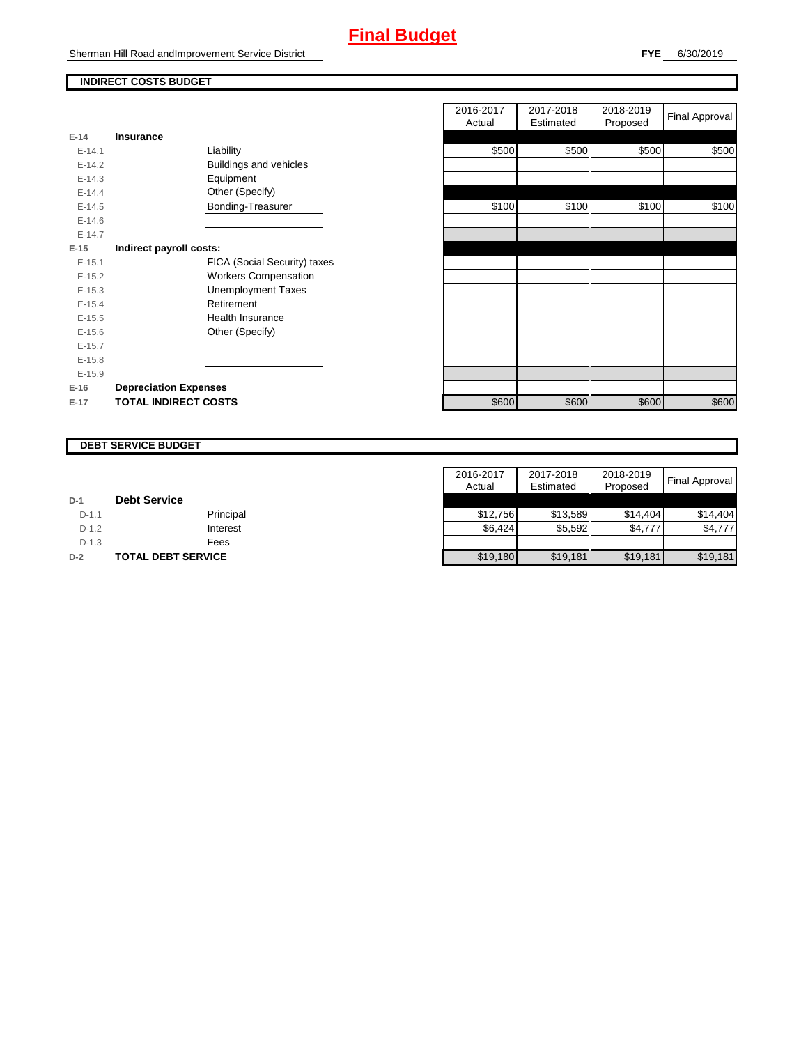# Final Budget

Sherman Hill Road andImprovement Service District

**FYE** 6/30/2019

## INDIRECT COSTS BUDGET

| | | | 2016-2017 Actual | 2017-2018 Estimated | 2018-2019 Proposed | Final Approval |
|---|---|---|---|---|---|---|
| E-14 | **Insurance** | | | | | |
| E-14.1 | | Liability | $500 | $500 | $500 | $500 |
| E-14.2 | | Buildings and vehicles | | | | |
| E-14.3 | | Equipment | | | | |
| E-14.4 | | Other (Specify) | | | | |
| E-14.5 | | Bonding-Treasurer | $100 | $100 | $100 | $100 |
| E-14.6 | | | | | | |
| E-14.7 | | | | | | |
| E-15 | **Indirect payroll costs:** | | | | | |
| E-15.1 | | FICA (Social Security) taxes | | | | |
| E-15.2 | | Workers Compensation | | | | |
| E-15.3 | | Unemployment Taxes | | | | |
| E-15.4 | | Retirement | | | | |
| E-15.5 | | Health Insurance | | | | |
| E-15.6 | | Other (Specify) | | | | |
| E-15.7 | | | | | | |
| E-15.8 | | | | | | |
| E-15.9 | | | | | | |
| E-16 | **Depreciation Expenses** | | | | | |
| E-17 | **TOTAL INDIRECT COSTS** | | $600 | $600 | $600 | $600 |

## DEBT SERVICE BUDGET

| | | | 2016-2017 Actual | 2017-2018 Estimated | 2018-2019 Proposed | Final Approval |
|---|---|---|---|---|---|---|
| D-1 | **Debt Service** | | | | | |
| D-1.1 | | Principal | $12,756 | $13,589 | $14,404 | $14,404 |
| D-1.2 | | Interest | $6,424 | $5,592 | $4,777 | $4,777 |
| D-1.3 | | Fees | | | | |
| D-2 | **TOTAL DEBT SERVICE** | | $19,180 | $19,181 | $19,181 | $19,181 |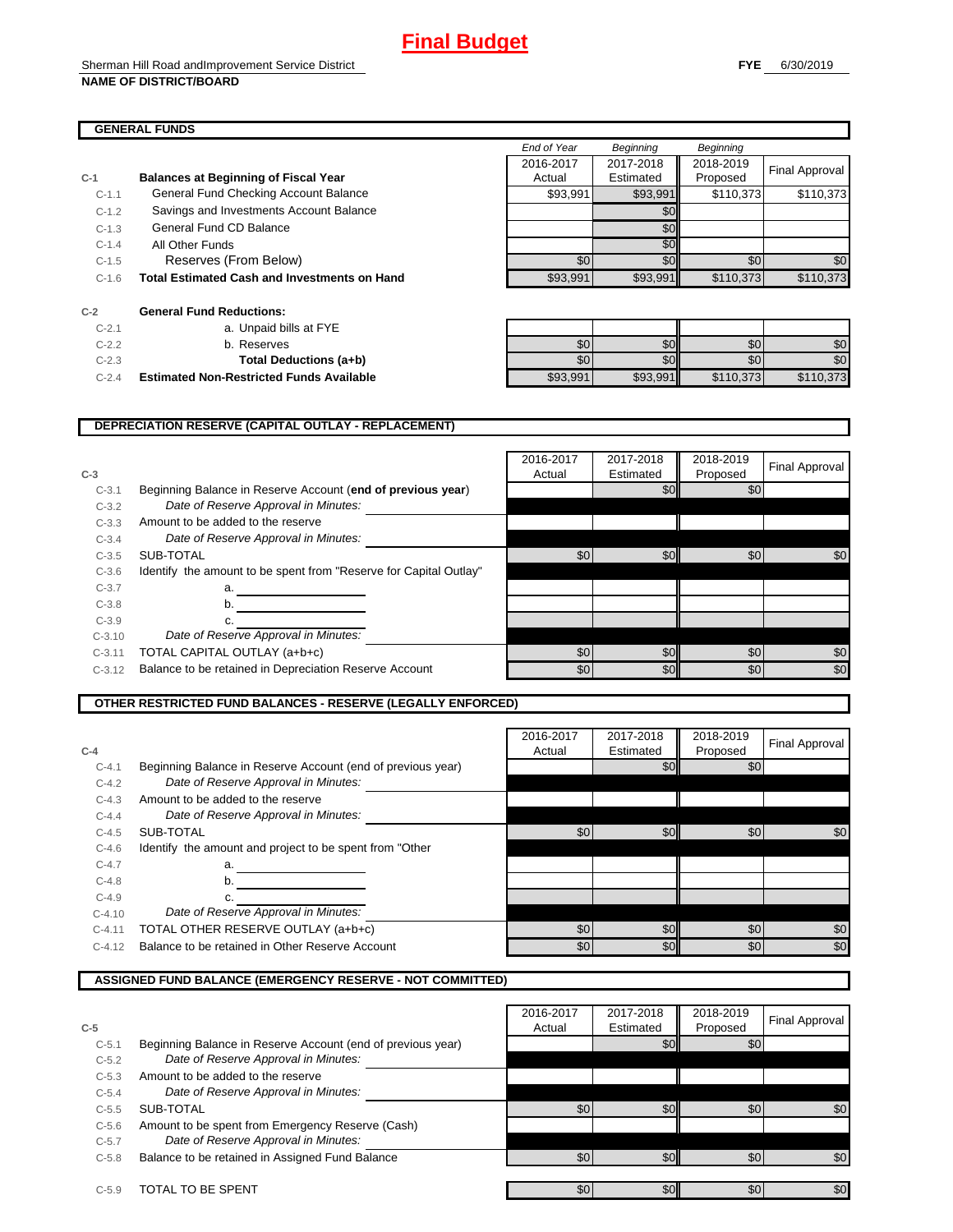# Final Budget

Sherman Hill Road andImprovement Service District

**NAME OF DISTRICT/BOARD**

**FYE** 6/30/2019

## GENERAL FUNDS

| | | End of Year 2016-2017 Actual | Beginning 2017-2018 Estimated | Beginning 2018-2019 Proposed | Final Approval |
|---|---|---|---|---|---|
| **C-1** | **Balances at Beginning of Fiscal Year** | | | | |
| C-1.1 | General Fund Checking Account Balance | $93,991 | $93,991 | $110,373 | $110,373 |
| C-1.2 | Savings and Investments Account Balance | | $0 | | |
| C-1.3 | General Fund CD Balance | | $0 | | |
| C-1.4 | All Other Funds | | $0 | | |
| C-1.5 | Reserves (From Below) | $0 | $0 | $0 | $0 |
| C-1.6 | **Total Estimated Cash and Investments on Hand** | $93,991 | $93,991 | $110,373 | $110,373 |
| **C-2** | **General Fund Reductions:** | | | | |
| C-2.1 | a. Unpaid bills at FYE | | | | |
| C-2.2 | b. Reserves | $0 | $0 | $0 | $0 |
| C-2.3 | **Total Deductions (a+b)** | $0 | $0 | $0 | $0 |
| C-2.4 | **Estimated Non-Restricted Funds Available** | $93,991 | $93,991 | $110,373 | $110,373 |

## DEPRECIATION RESERVE (CAPITAL OUTLAY - REPLACEMENT)

| C-3 | | 2016-2017 Actual | 2017-2018 Estimated | 2018-2019 Proposed | Final Approval |
|---|---|---|---|---|---|
| C-3.1 | Beginning Balance in Reserve Account (**end of previous year**) | | $0 | $0 | |
| C-3.2 | *Date of Reserve Approval in Minutes:* | | | | |
| C-3.3 | Amount to be added to the reserve | | | | |
| C-3.4 | *Date of Reserve Approval in Minutes:* | | | | |
| C-3.5 | SUB-TOTAL | $0 | $0 | $0 | $0 |
| C-3.6 | Identify the amount to be spent from "Reserve for Capital Outlay" | | | | |
| C-3.7 | a. | | | | |
| C-3.8 | b. | | | | |
| C-3.9 | c. | | | | |
| C-3.10 | *Date of Reserve Approval in Minutes:* | | | | |
| C-3.11 | TOTAL CAPITAL OUTLAY (a+b+c) | $0 | $0 | $0 | $0 |
| C-3.12 | Balance to be retained in Depreciation Reserve Account | $0 | $0 | $0 | $0 |

## OTHER RESTRICTED FUND BALANCES - RESERVE (LEGALLY ENFORCED)

| C-4 | | 2016-2017 Actual | 2017-2018 Estimated | 2018-2019 Proposed | Final Approval |
|---|---|---|---|---|---|
| C-4.1 | Beginning Balance in Reserve Account (end of previous year) | | $0 | $0 | |
| C-4.2 | *Date of Reserve Approval in Minutes:* | | | | |
| C-4.3 | Amount to be added to the reserve | | | | |
| C-4.4 | *Date of Reserve Approval in Minutes:* | | | | |
| C-4.5 | SUB-TOTAL | $0 | $0 | $0 | $0 |
| C-4.6 | Identify the amount and project to be spent from "Other | | | | |
| C-4.7 | a. | | | | |
| C-4.8 | b. | | | | |
| C-4.9 | c. | | | | |
| C-4.10 | *Date of Reserve Approval in Minutes:* | | | | |
| C-4.11 | TOTAL OTHER RESERVE OUTLAY (a+b+c) | $0 | $0 | $0 | $0 |
| C-4.12 | Balance to be retained in Other Reserve Account | $0 | $0 | $0 | $0 |

## ASSIGNED FUND BALANCE (EMERGENCY RESERVE - NOT COMMITTED)

| C-5 | | 2016-2017 Actual | 2017-2018 Estimated | 2018-2019 Proposed | Final Approval |
|---|---|---|---|---|---|
| C-5.1 | Beginning Balance in Reserve Account (end of previous year) | | $0 | $0 | |
| C-5.2 | *Date of Reserve Approval in Minutes:* | | | | |
| C-5.3 | Amount to be added to the reserve | | | | |
| C-5.4 | *Date of Reserve Approval in Minutes:* | | | | |
| C-5.5 | SUB-TOTAL | $0 | $0 | $0 | $0 |
| C-5.6 | Amount to be spent from Emergency Reserve (Cash) | | | | |
| C-5.7 | *Date of Reserve Approval in Minutes:* | | | | |
| C-5.8 | Balance to be retained in Assigned Fund Balance | $0 | $0 | $0 | $0 |
| C-5.9 | TOTAL TO BE SPENT | $0 | $0 | $0 | $0 |